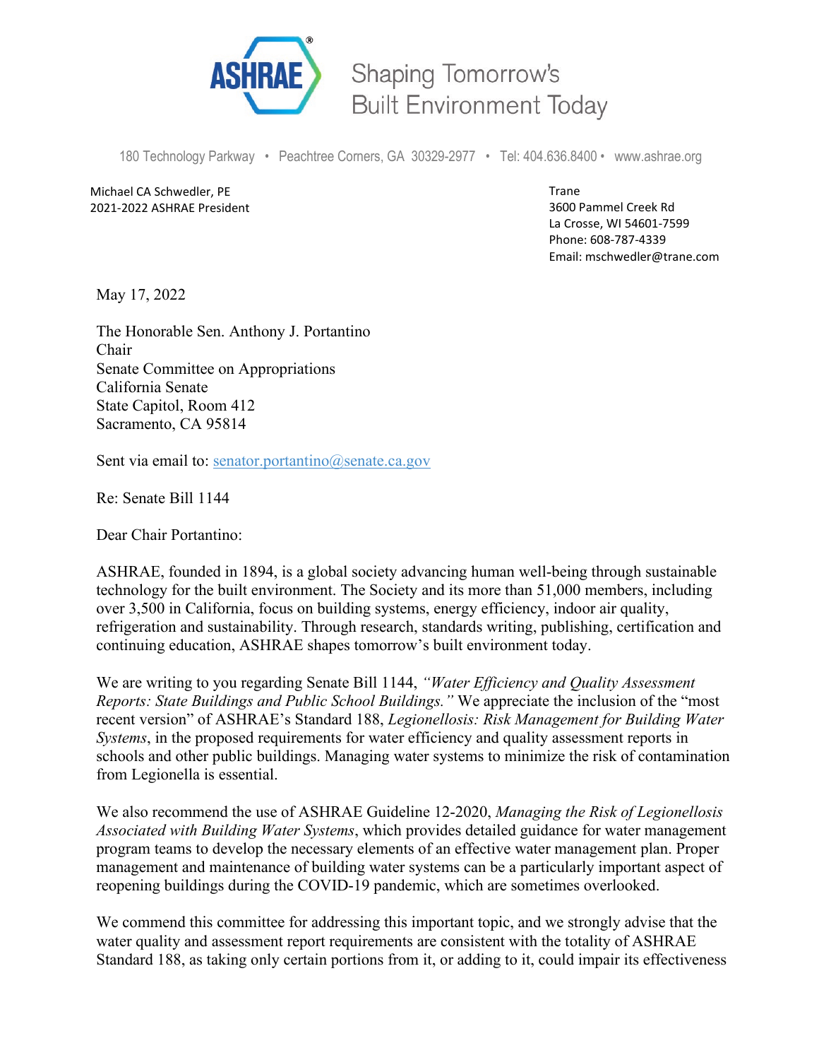ASHRAE® Shaping Tomorrow's Built Environment Today

180 Technology Parkway • Peachtree Corners, GA 30329-2977 • Tel: 404.636.8400 • www.ashrae.org

Michael CA Schwedler, PE
2021-2022 ASHRAE President

Trane
3600 Pammel Creek Rd
La Crosse, WI 54601-7599
Phone: 608-787-4339
Email: mschwedler@trane.com

May 17, 2022

The Honorable Sen. Anthony J. Portantino
Chair
Senate Committee on Appropriations
California Senate
State Capitol, Room 412
Sacramento, CA 95814

Sent via email to: senator.portantino@senate.ca.gov

Re: Senate Bill 1144

Dear Chair Portantino:

ASHRAE, founded in 1894, is a global society advancing human well-being through sustainable technology for the built environment. The Society and its more than 51,000 members, including over 3,500 in California, focus on building systems, energy efficiency, indoor air quality, refrigeration and sustainability. Through research, standards writing, publishing, certification and continuing education, ASHRAE shapes tomorrow's built environment today.

We are writing to you regarding Senate Bill 1144, *"Water Efficiency and Quality Assessment Reports: State Buildings and Public School Buildings."* We appreciate the inclusion of the "most recent version" of ASHRAE's Standard 188, *Legionellosis: Risk Management for Building Water Systems*, in the proposed requirements for water efficiency and quality assessment reports in schools and other public buildings. Managing water systems to minimize the risk of contamination from Legionella is essential.

We also recommend the use of ASHRAE Guideline 12-2020, *Managing the Risk of Legionellosis Associated with Building Water Systems*, which provides detailed guidance for water management program teams to develop the necessary elements of an effective water management plan. Proper management and maintenance of building water systems can be a particularly important aspect of reopening buildings during the COVID-19 pandemic, which are sometimes overlooked.

We commend this committee for addressing this important topic, and we strongly advise that the water quality and assessment report requirements are consistent with the totality of ASHRAE Standard 188, as taking only certain portions from it, or adding to it, could impair its effectiveness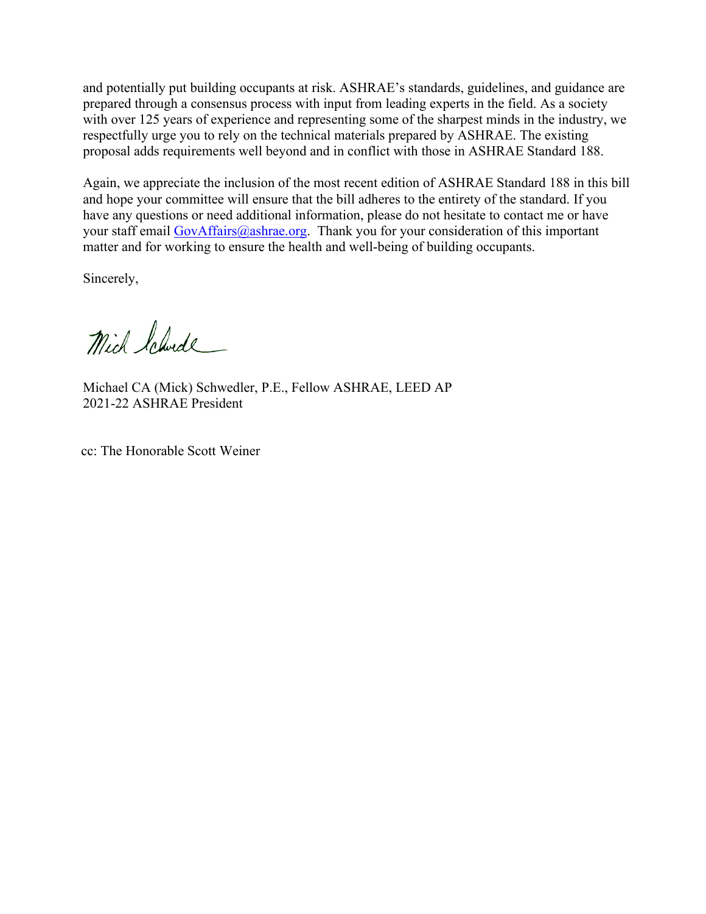and potentially put building occupants at risk. ASHRAE's standards, guidelines, and guidance are prepared through a consensus process with input from leading experts in the field. As a society with over 125 years of experience and representing some of the sharpest minds in the industry, we respectfully urge you to rely on the technical materials prepared by ASHRAE. The existing proposal adds requirements well beyond and in conflict with those in ASHRAE Standard 188.

Again, we appreciate the inclusion of the most recent edition of ASHRAE Standard 188 in this bill and hope your committee will ensure that the bill adheres to the entirety of the standard. If you have any questions or need additional information, please do not hesitate to contact me or have your staff email GovAffairs@ashrae.org. Thank you for your consideration of this important matter and for working to ensure the health and well-being of building occupants.

Sincerely,

Michael CA (Mick) Schwedler, P.E., Fellow ASHRAE, LEED AP
2021-22 ASHRAE President

cc: The Honorable Scott Weiner